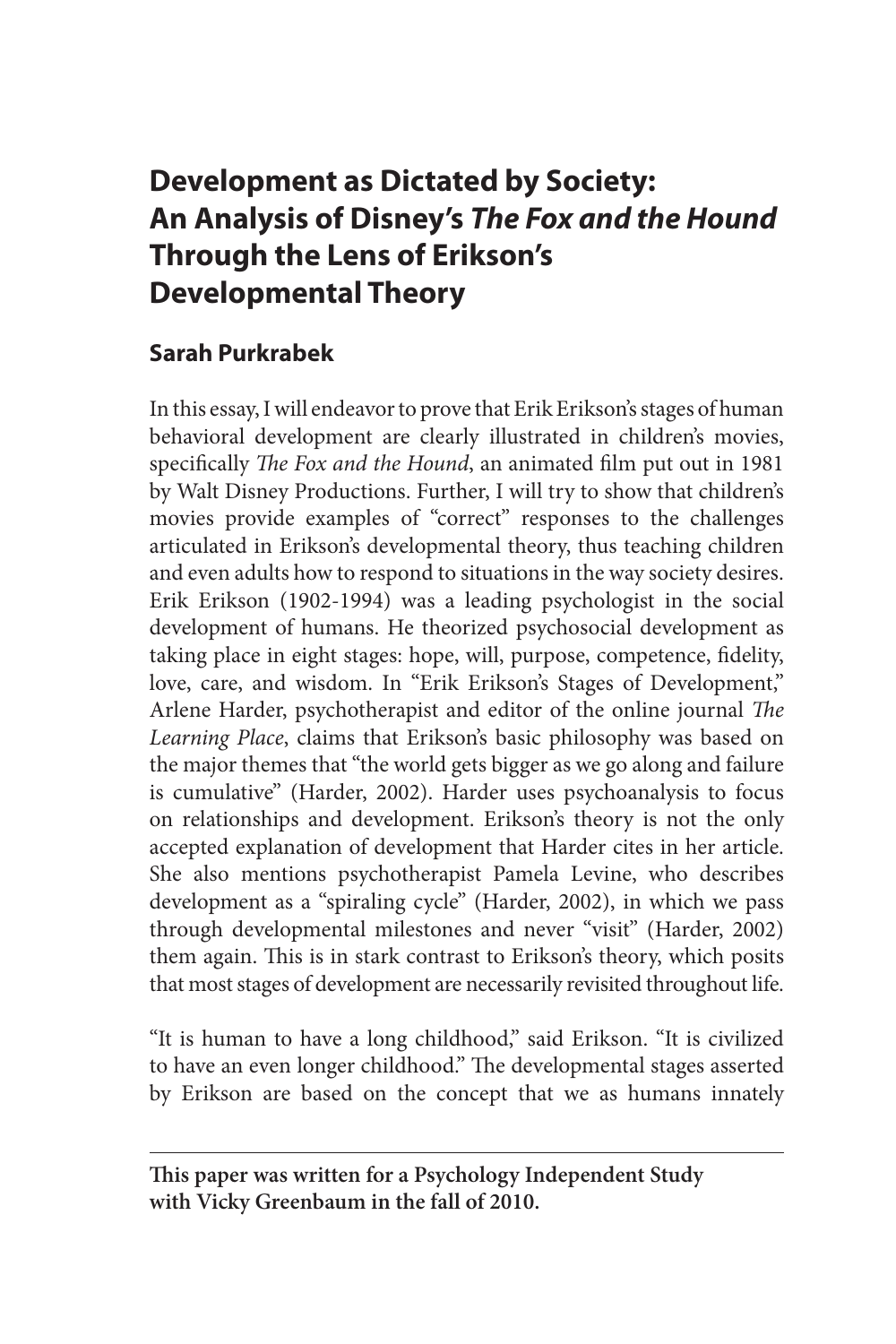# Development as Dictated by Society: An Analysis of Disney's *The Fox and the Hound* Through the Lens of Erikson's Developmental Theory

**Sarah Purkrabek**

In this essay, I will endeavor to prove that Erik Erikson's stages of human behavioral development are clearly illustrated in children's movies, specifically *The Fox and the Hound*, an animated film put out in 1981 by Walt Disney Productions. Further, I will try to show that children's movies provide examples of "correct" responses to the challenges articulated in Erikson's developmental theory, thus teaching children and even adults how to respond to situations in the way society desires. Erik Erikson (1902-1994) was a leading psychologist in the social development of humans. He theorized psychosocial development as taking place in eight stages: hope, will, purpose, competence, fidelity, love, care, and wisdom. In "Erik Erikson's Stages of Development," Arlene Harder, psychotherapist and editor of the online journal *The Learning Place*, claims that Erikson's basic philosophy was based on the major themes that "the world gets bigger as we go along and failure is cumulative" (Harder, 2002). Harder uses psychoanalysis to focus on relationships and development. Erikson's theory is not the only accepted explanation of development that Harder cites in her article. She also mentions psychotherapist Pamela Levine, who describes development as a "spiraling cycle" (Harder, 2002), in which we pass through developmental milestones and never "visit" (Harder, 2002) them again. This is in stark contrast to Erikson's theory, which posits that most stages of development are necessarily revisited throughout life.

"It is human to have a long childhood," said Erikson. "It is civilized to have an even longer childhood." The developmental stages asserted by Erikson are based on the concept that we as humans innately

---

**This paper was written for a Psychology Independent Study with Vicky Greenbaum in the fall of 2010.**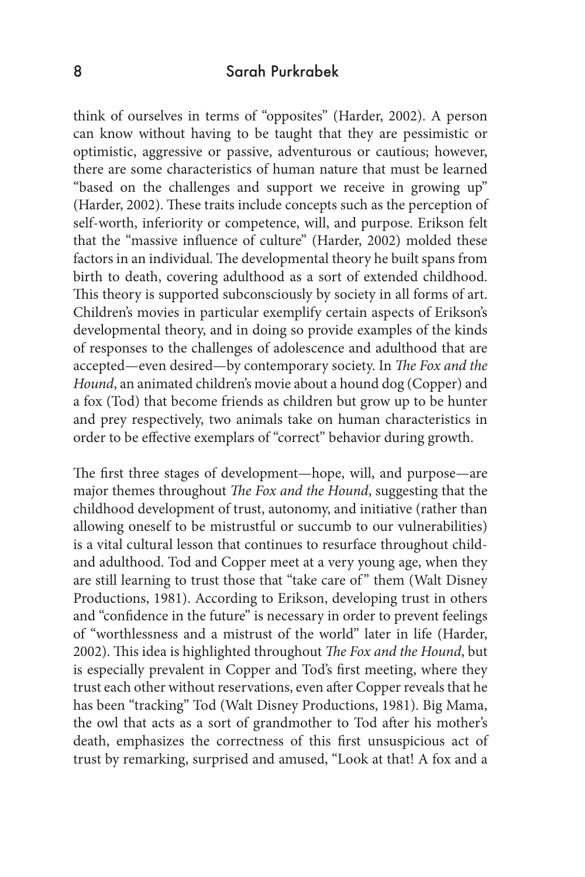think of ourselves in terms of "opposites" (Harder, 2002). A person can know without having to be taught that they are pessimistic or optimistic, aggressive or passive, adventurous or cautious; however, there are some characteristics of human nature that must be learned "based on the challenges and support we receive in growing up" (Harder, 2002). These traits include concepts such as the perception of self-worth, inferiority or competence, will, and purpose. Erikson felt that the "massive influence of culture" (Harder, 2002) molded these factors in an individual. The developmental theory he built spans from birth to death, covering adulthood as a sort of extended childhood. This theory is supported subconsciously by society in all forms of art. Children's movies in particular exemplify certain aspects of Erikson's developmental theory, and in doing so provide examples of the kinds of responses to the challenges of adolescence and adulthood that are accepted—even desired—by contemporary society. In *The Fox and the Hound*, an animated children's movie about a hound dog (Copper) and a fox (Tod) that become friends as children but grow up to be hunter and prey respectively, two animals take on human characteristics in order to be effective exemplars of "correct" behavior during growth.

The first three stages of development—hope, will, and purpose—are major themes throughout *The Fox and the Hound*, suggesting that the childhood development of trust, autonomy, and initiative (rather than allowing oneself to be mistrustful or succumb to our vulnerabilities) is a vital cultural lesson that continues to resurface throughout child- and adulthood. Tod and Copper meet at a very young age, when they are still learning to trust those that "take care of" them (Walt Disney Productions, 1981). According to Erikson, developing trust in others and "confidence in the future" is necessary in order to prevent feelings of "worthlessness and a mistrust of the world" later in life (Harder, 2002). This idea is highlighted throughout *The Fox and the Hound*, but is especially prevalent in Copper and Tod's first meeting, where they trust each other without reservations, even after Copper reveals that he has been "tracking" Tod (Walt Disney Productions, 1981). Big Mama, the owl that acts as a sort of grandmother to Tod after his mother's death, emphasizes the correctness of this first unsuspicious act of trust by remarking, surprised and amused, "Look at that! A fox and a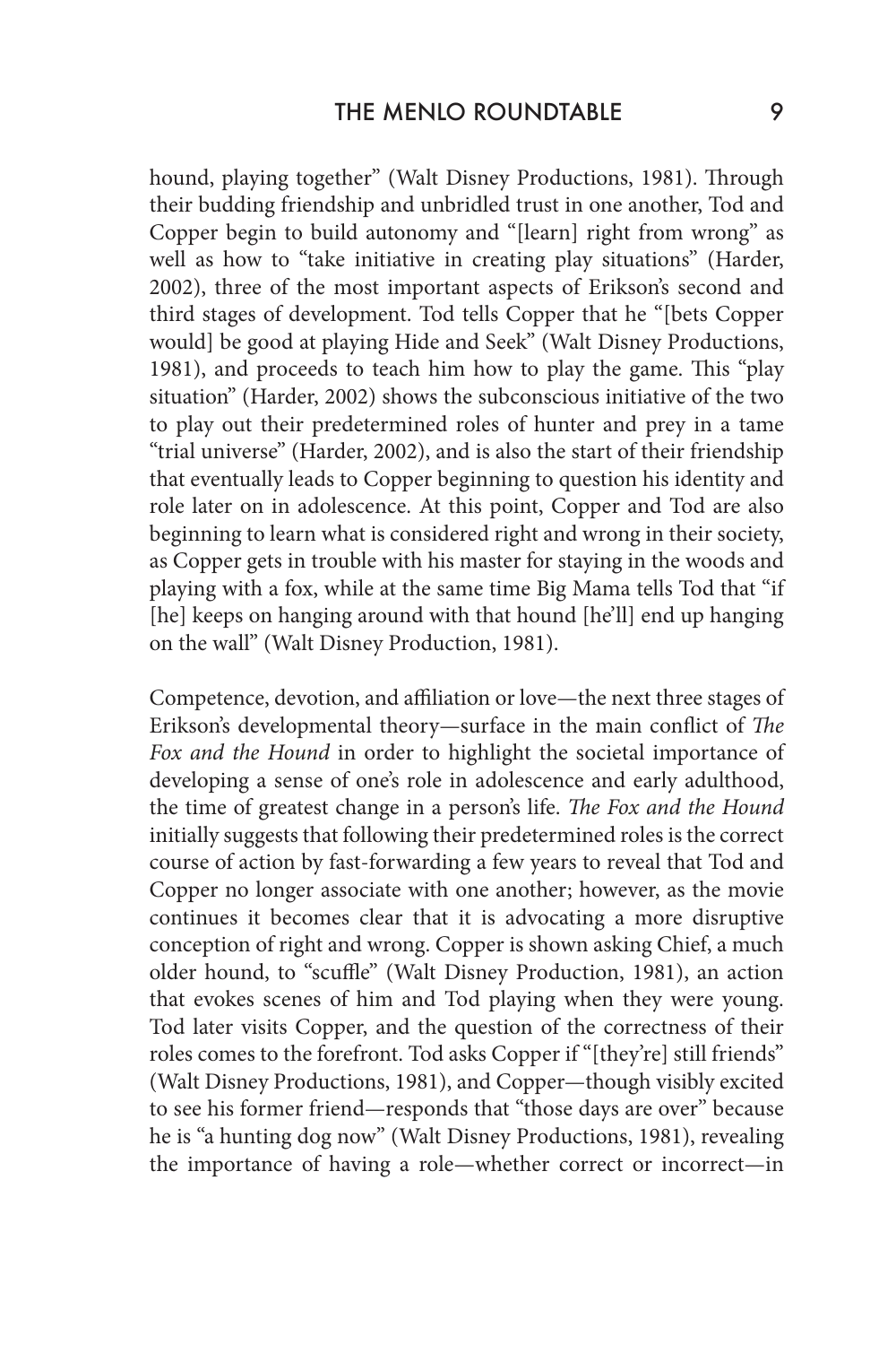hound, playing together" (Walt Disney Productions, 1981). Through their budding friendship and unbridled trust in one another, Tod and Copper begin to build autonomy and "[learn] right from wrong" as well as how to "take initiative in creating play situations" (Harder, 2002), three of the most important aspects of Erikson's second and third stages of development. Tod tells Copper that he "[bets Copper would] be good at playing Hide and Seek" (Walt Disney Productions, 1981), and proceeds to teach him how to play the game. This "play situation" (Harder, 2002) shows the subconscious initiative of the two to play out their predetermined roles of hunter and prey in a tame "trial universe" (Harder, 2002), and is also the start of their friendship that eventually leads to Copper beginning to question his identity and role later on in adolescence. At this point, Copper and Tod are also beginning to learn what is considered right and wrong in their society, as Copper gets in trouble with his master for staying in the woods and playing with a fox, while at the same time Big Mama tells Tod that "if [he] keeps on hanging around with that hound [he'll] end up hanging on the wall" (Walt Disney Production, 1981).

Competence, devotion, and affiliation or love—the next three stages of Erikson's developmental theory—surface in the main conflict of *The Fox and the Hound* in order to highlight the societal importance of developing a sense of one's role in adolescence and early adulthood, the time of greatest change in a person's life. *The Fox and the Hound* initially suggests that following their predetermined roles is the correct course of action by fast-forwarding a few years to reveal that Tod and Copper no longer associate with one another; however, as the movie continues it becomes clear that it is advocating a more disruptive conception of right and wrong. Copper is shown asking Chief, a much older hound, to "scuffle" (Walt Disney Production, 1981), an action that evokes scenes of him and Tod playing when they were young. Tod later visits Copper, and the question of the correctness of their roles comes to the forefront. Tod asks Copper if "[they're] still friends" (Walt Disney Productions, 1981), and Copper—though visibly excited to see his former friend—responds that "those days are over" because he is "a hunting dog now" (Walt Disney Productions, 1981), revealing the importance of having a role—whether correct or incorrect—in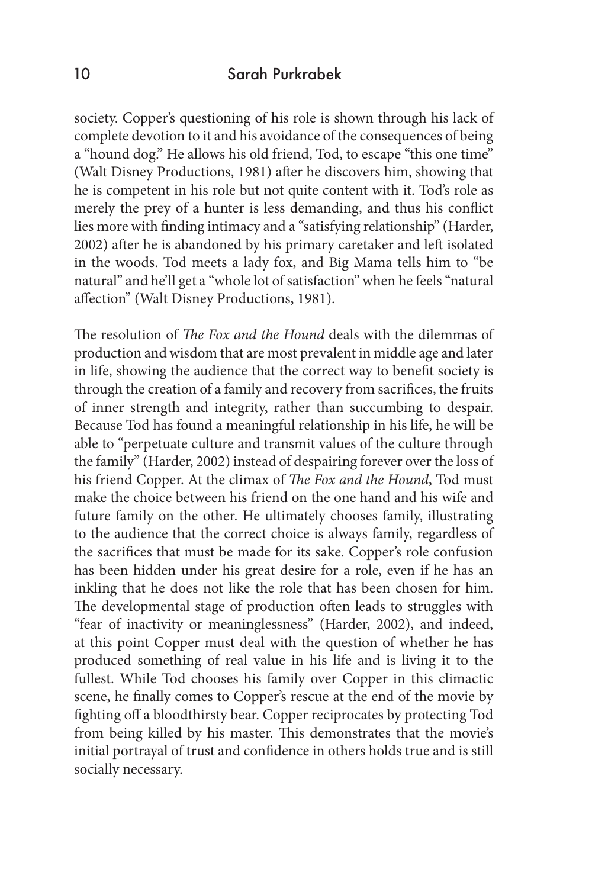society. Copper's questioning of his role is shown through his lack of complete devotion to it and his avoidance of the consequences of being a "hound dog." He allows his old friend, Tod, to escape "this one time" (Walt Disney Productions, 1981) after he discovers him, showing that he is competent in his role but not quite content with it. Tod's role as merely the prey of a hunter is less demanding, and thus his conflict lies more with finding intimacy and a "satisfying relationship" (Harder, 2002) after he is abandoned by his primary caretaker and left isolated in the woods. Tod meets a lady fox, and Big Mama tells him to "be natural" and he'll get a "whole lot of satisfaction" when he feels "natural affection" (Walt Disney Productions, 1981).

The resolution of *The Fox and the Hound* deals with the dilemmas of production and wisdom that are most prevalent in middle age and later in life, showing the audience that the correct way to benefit society is through the creation of a family and recovery from sacrifices, the fruits of inner strength and integrity, rather than succumbing to despair. Because Tod has found a meaningful relationship in his life, he will be able to "perpetuate culture and transmit values of the culture through the family" (Harder, 2002) instead of despairing forever over the loss of his friend Copper. At the climax of *The Fox and the Hound*, Tod must make the choice between his friend on the one hand and his wife and future family on the other. He ultimately chooses family, illustrating to the audience that the correct choice is always family, regardless of the sacrifices that must be made for its sake. Copper's role confusion has been hidden under his great desire for a role, even if he has an inkling that he does not like the role that has been chosen for him. The developmental stage of production often leads to struggles with "fear of inactivity or meaninglessness" (Harder, 2002), and indeed, at this point Copper must deal with the question of whether he has produced something of real value in his life and is living it to the fullest. While Tod chooses his family over Copper in this climactic scene, he finally comes to Copper's rescue at the end of the movie by fighting off a bloodthirsty bear. Copper reciprocates by protecting Tod from being killed by his master. This demonstrates that the movie's initial portrayal of trust and confidence in others holds true and is still socially necessary.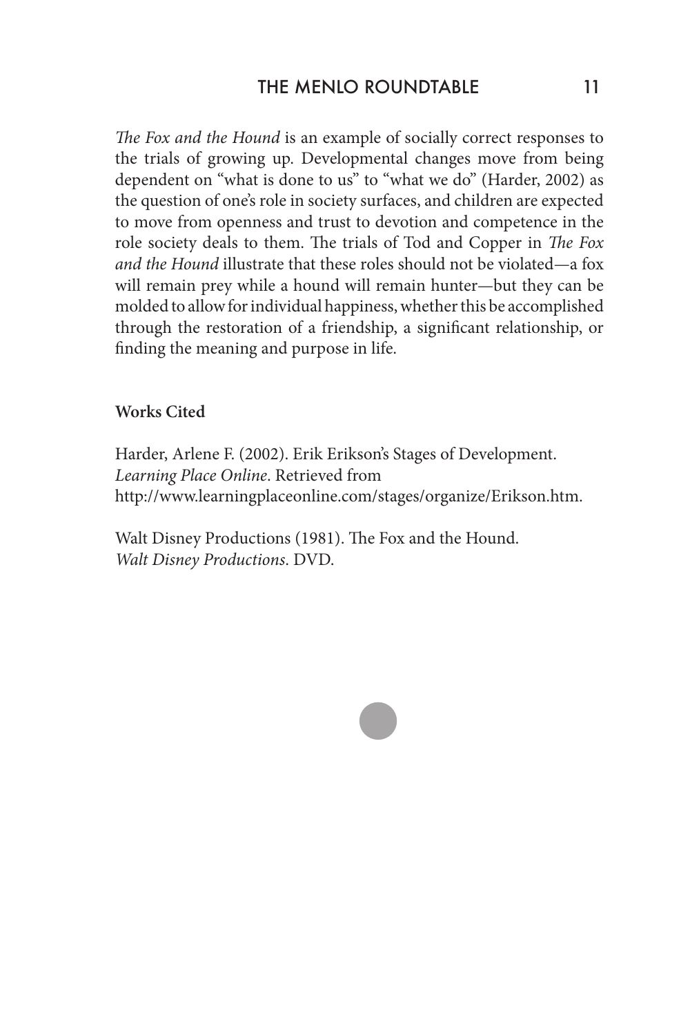*The Fox and the Hound* is an example of socially correct responses to the trials of growing up. Developmental changes move from being dependent on "what is done to us" to "what we do" (Harder, 2002) as the question of one's role in society surfaces, and children are expected to move from openness and trust to devotion and competence in the role society deals to them. The trials of Tod and Copper in *The Fox and the Hound* illustrate that these roles should not be violated—a fox will remain prey while a hound will remain hunter—but they can be molded to allow for individual happiness, whether this be accomplished through the restoration of a friendship, a significant relationship, or finding the meaning and purpose in life.

**Works Cited**

Harder, Arlene F. (2002). Erik Erikson's Stages of Development. *Learning Place Online*. Retrieved from http://www.learningplaceonline.com/stages/organize/Erikson.htm.

Walt Disney Productions (1981). The Fox and the Hound. *Walt Disney Productions*. DVD.